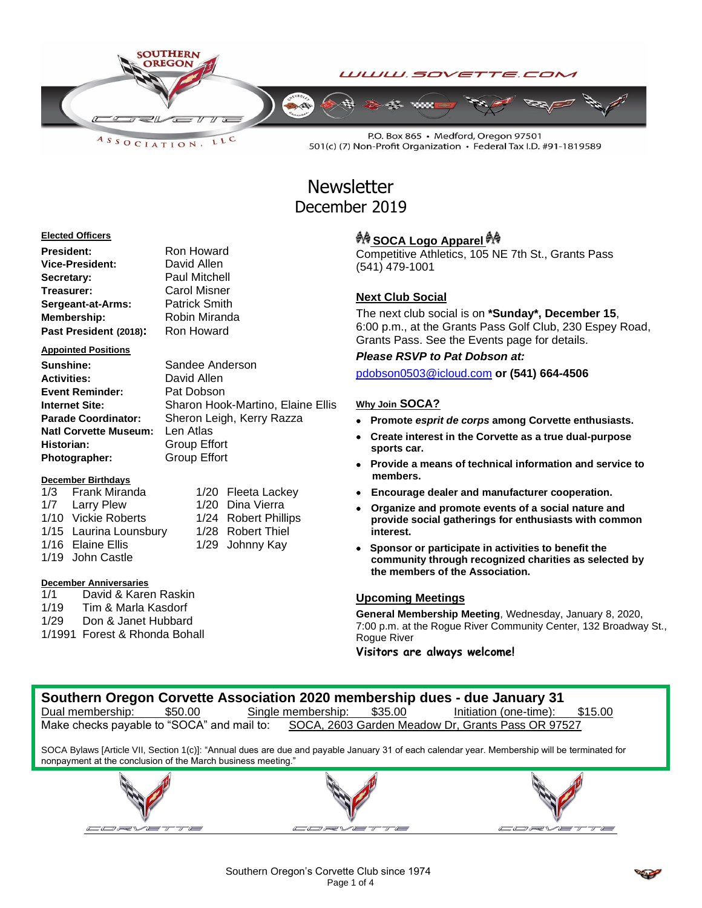SOUTHERN OREGON CORVETTE ASSOCIATION, LLC

WWW.SOVETTE.COM

P.O. Box 865 • Medford, Oregon 97501
501(c) (7) Non-Profit Organization • Federal Tax I.D. #91-1819589

# Newsletter
## December 2019

**Elected Officers**

| | |
|---|---|
| **President:** | Ron Howard |
| **Vice-President:** | David Allen |
| **Secretary:** | Paul Mitchell |
| **Treasurer:** | Carol Misner |
| **Sergeant-at-Arms:** | Patrick Smith |
| **Membership:** | Robin Miranda |
| **Past President (2018):** | Ron Howard |

**Appointed Positions**

| | |
|---|---|
| **Sunshine:** | Sandee Anderson |
| **Activities:** | David Allen |
| **Event Reminder:** | Pat Dobson |
| **Internet Site:** | Sharon Hook-Martino, Elaine Ellis |
| **Parade Coordinator:** | Sheron Leigh, Kerry Razza |
| **Natl Corvette Museum:** | Len Atlas |
| **Historian:** | Group Effort |
| **Photographer:** | Group Effort |

**December Birthdays**

1/3 Frank Miranda
1/7 Larry Plew
1/10 Vickie Roberts
1/15 Laurina Lounsbury
1/16 Elaine Ellis
1/19 John Castle
1/20 Fleeta Lackey
1/20 Dina Vierra
1/24 Robert Phillips
1/28 Robert Thiel
1/29 Johnny Kay

**December Anniversaries**

1/1 David & Karen Raskin
1/19 Tim & Marla Kasdorf
1/29 Don & Janet Hubbard
1/1991 Forest & Rhonda Bohall

### SOCA Logo Apparel

Competitive Athletics, 105 NE 7th St., Grants Pass
(541) 479-1001

### Next Club Social

The next club social is on ***Sunday*, December 15**, 6:00 p.m., at the Grants Pass Golf Club, 230 Espey Road, Grants Pass. See the Events page for details.

***Please RSVP to Pat Dobson at:***

pdobson0503@icloud.com **or (541) 664-4506**

### Why Join SOCA?

- **Promote *esprit de corps* among Corvette enthusiasts.**
- **Create interest in the Corvette as a true dual-purpose sports car.**
- **Provide a means of technical information and service to members.**
- **Encourage dealer and manufacturer cooperation.**
- **Organize and promote events of a social nature and provide social gatherings for enthusiasts with common interest.**
- **Sponsor or participate in activities to benefit the community through recognized charities as selected by the members of the Association.**

### Upcoming Meetings

**General Membership Meeting**, Wednesday, January 8, 2020, 7:00 p.m. at the Rogue River Community Center, 132 Broadway St., Rogue River

**Visitors are always welcome!**

### Southern Oregon Corvette Association 2020 membership dues - due January 31

Dual membership: $50.00 Single membership: $35.00 Initiation (one-time): $15.00

Make checks payable to "SOCA" and mail to: SOCA, 2603 Garden Meadow Dr, Grants Pass OR 97527

SOCA Bylaws [Article VII, Section 1(c)]: "Annual dues are due and payable January 31 of each calendar year. Membership will be terminated for nonpayment at the conclusion of the March business meeting."

Southern Oregon's Corvette Club since 1974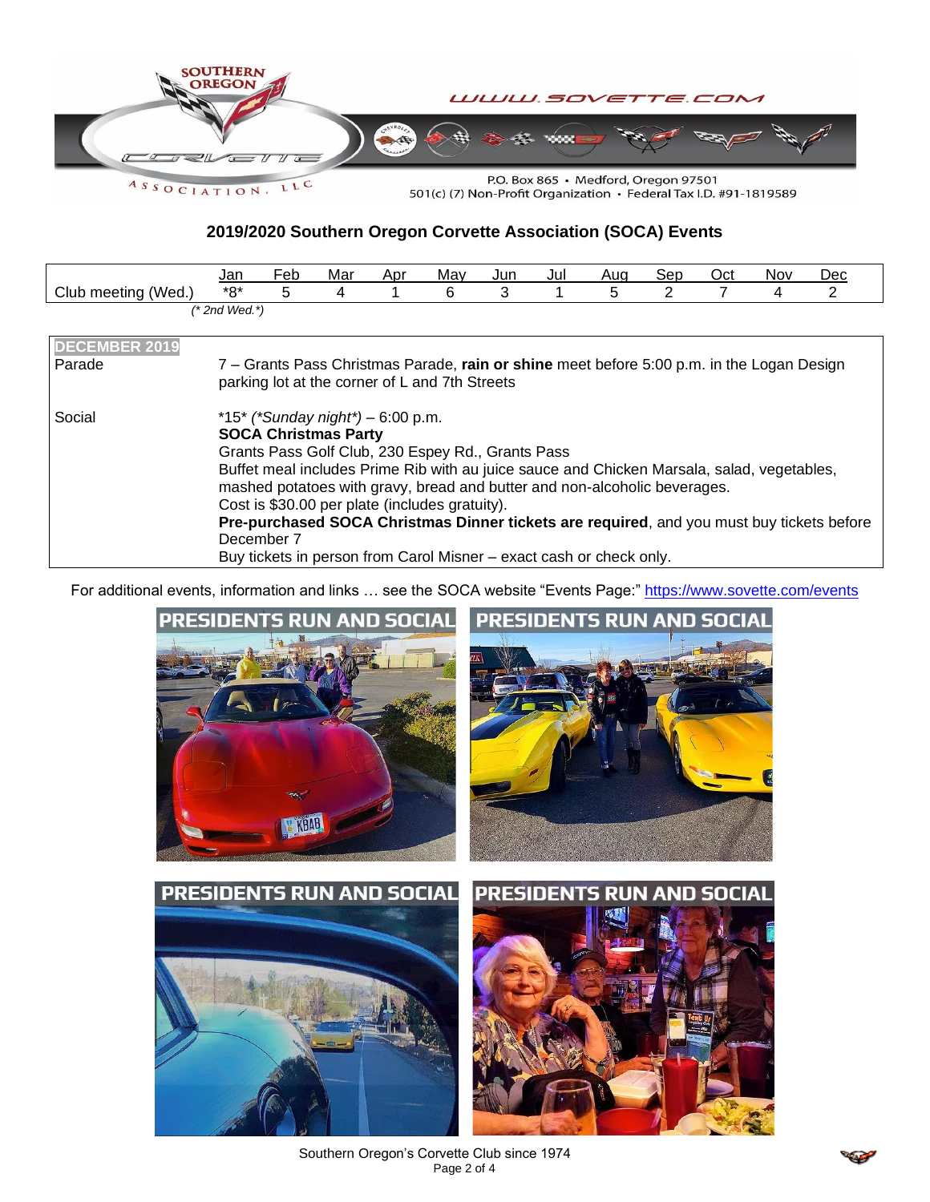WWW.SOVETTE.COM

P.O. Box 865 • Medford, Oregon 97501
501(c) (7) Non-Profit Organization • Federal Tax I.D. #91-1819589

## 2019/2020 Southern Oregon Corvette Association (SOCA) Events

| | Jan | Feb | Mar | Apr | May | Jun | Jul | Aug | Sep | Oct | Nov | Dec |
|---|---|---|---|---|---|---|---|---|---|---|---|---|
| Club meeting (Wed.) | *8* | 5 | 4 | 1 | 6 | 3 | 1 | 5 | 2 | 7 | 4 | 2 |

*(* 2nd Wed.*)*

| DECEMBER 2019 | |
|---|---|
| Parade | 7 – Grants Pass Christmas Parade, **rain or shine** meet before 5:00 p.m. in the Logan Design parking lot at the corner of L and 7th Streets |
| Social | *15* *(*Sunday night*)* – 6:00 p.m.<br>**SOCA Christmas Party**<br>Grants Pass Golf Club, 230 Espey Rd., Grants Pass<br>Buffet meal includes Prime Rib with au juice sauce and Chicken Marsala, salad, vegetables, mashed potatoes with gravy, bread and butter and non-alcoholic beverages.<br>Cost is $30.00 per plate (includes gratuity).<br>**Pre-purchased SOCA Christmas Dinner tickets are required**, and you must buy tickets before December 7<br>Buy tickets in person from Carol Misner – exact cash or check only. |

For additional events, information and links … see the SOCA website "Events Page:" https://www.sovette.com/events

PRESIDENTS RUN AND SOCIAL

PRESIDENTS RUN AND SOCIAL

PRESIDENTS RUN AND SOCIAL

PRESIDENTS RUN AND SOCIAL

Southern Oregon's Corvette Club since 1974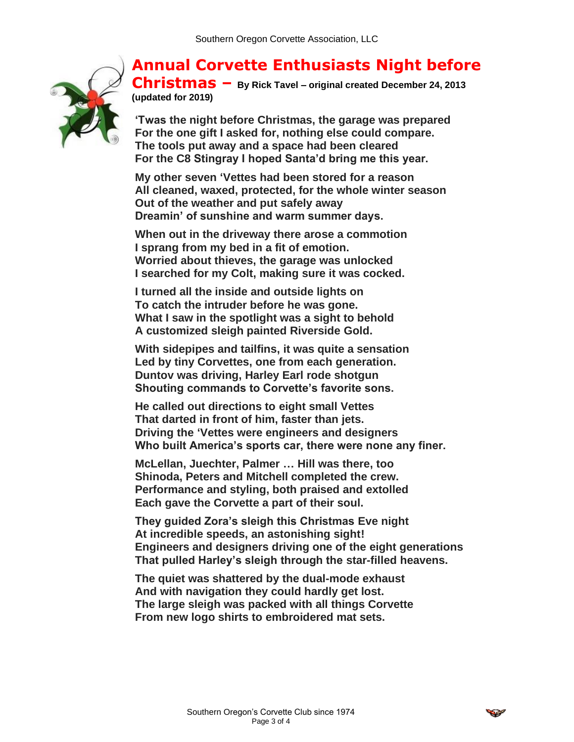# Annual Corvette Enthusiasts Night before Christmas – 

**By Rick Tavel – original created December 24, 2013 (updated for 2019)**

**'Twas the night before Christmas, the garage was prepared**
**For the one gift I asked for, nothing else could compare.**
**The tools put away and a space had been cleared**
**For the C8 Stingray I hoped Santa'd bring me this year.**

**My other seven 'Vettes had been stored for a reason**
**All cleaned, waxed, protected, for the whole winter season**
**Out of the weather and put safely away**
**Dreamin' of sunshine and warm summer days.**

**When out in the driveway there arose a commotion**
**I sprang from my bed in a fit of emotion.**
**Worried about thieves, the garage was unlocked**
**I searched for my Colt, making sure it was cocked.**

**I turned all the inside and outside lights on**
**To catch the intruder before he was gone.**
**What I saw in the spotlight was a sight to behold**
**A customized sleigh painted Riverside Gold.**

**With sidepipes and tailfins, it was quite a sensation**
**Led by tiny Corvettes, one from each generation.**
**Duntov was driving, Harley Earl rode shotgun**
**Shouting commands to Corvette's favorite sons.**

**He called out directions to eight small Vettes**
**That darted in front of him, faster than jets.**
**Driving the 'Vettes were engineers and designers**
**Who built America's sports car, there were none any finer.**

**McLellan, Juechter, Palmer … Hill was there, too**
**Shinoda, Peters and Mitchell completed the crew.**
**Performance and styling, both praised and extolled**
**Each gave the Corvette a part of their soul.**

**They guided Zora's sleigh this Christmas Eve night**
**At incredible speeds, an astonishing sight!**
**Engineers and designers driving one of the eight generations**
**That pulled Harley's sleigh through the star-filled heavens.**

**The quiet was shattered by the dual-mode exhaust**
**And with navigation they could hardly get lost.**
**The large sleigh was packed with all things Corvette**
**From new logo shirts to embroidered mat sets.**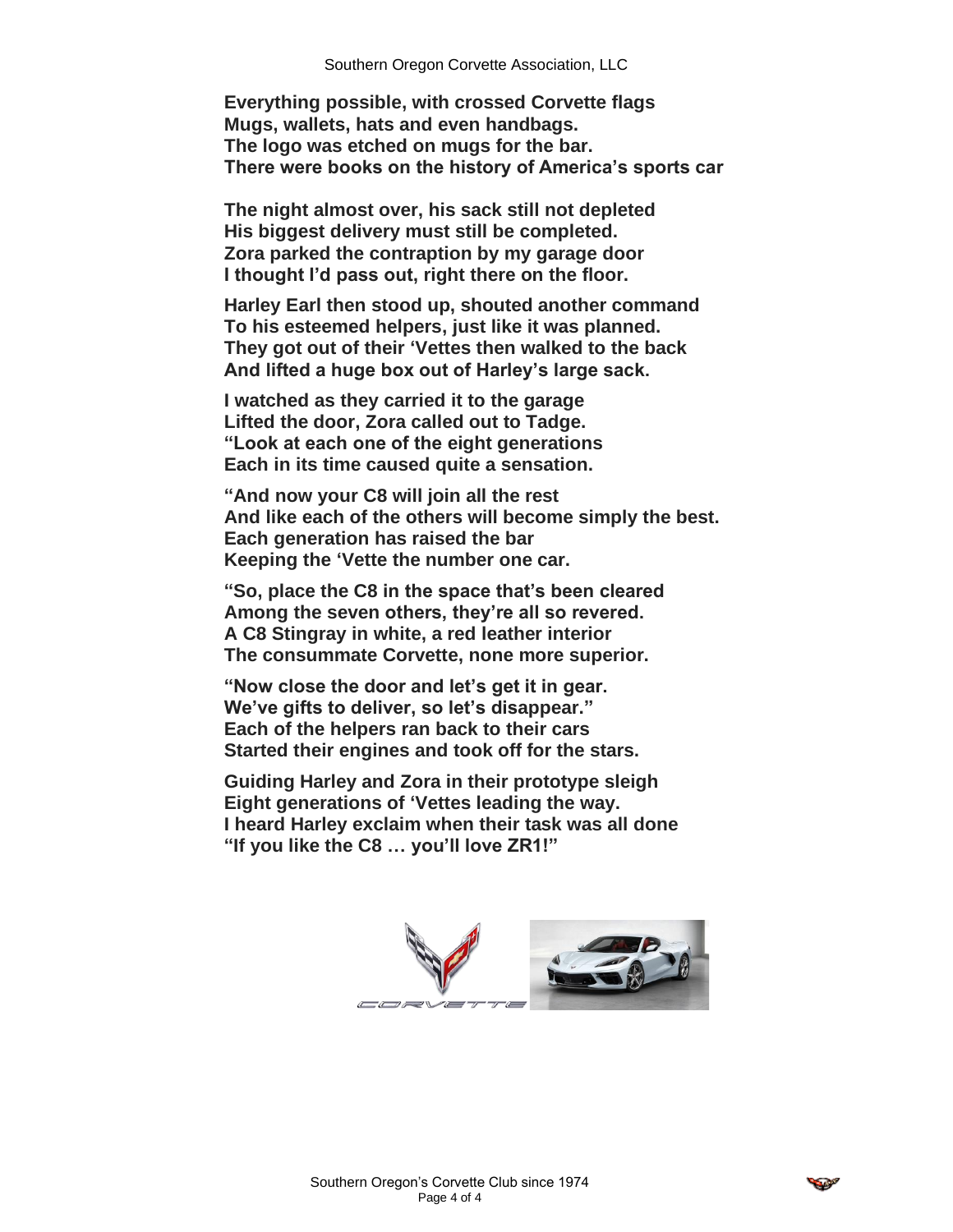**Everything possible, with crossed Corvette flags**
**Mugs, wallets, hats and even handbags.**
**The logo was etched on mugs for the bar.**
**There were books on the history of America's sports car**

**The night almost over, his sack still not depleted**
**His biggest delivery must still be completed.**
**Zora parked the contraption by my garage door**
**I thought I'd pass out, right there on the floor.**

**Harley Earl then stood up, shouted another command**
**To his esteemed helpers, just like it was planned.**
**They got out of their 'Vettes then walked to the back**
**And lifted a huge box out of Harley's large sack.**

**I watched as they carried it to the garage**
**Lifted the door, Zora called out to Tadge.**
**"Look at each one of the eight generations**
**Each in its time caused quite a sensation.**

**"And now your C8 will join all the rest**
**And like each of the others will become simply the best.**
**Each generation has raised the bar**
**Keeping the 'Vette the number one car.**

**"So, place the C8 in the space that's been cleared**
**Among the seven others, they're all so revered.**
**A C8 Stingray in white, a red leather interior**
**The consummate Corvette, none more superior.**

**"Now close the door and let's get it in gear.**
**We've gifts to deliver, so let's disappear."**
**Each of the helpers ran back to their cars**
**Started their engines and took off for the stars.**

**Guiding Harley and Zora in their prototype sleigh**
**Eight generations of 'Vettes leading the way.**
**I heard Harley exclaim when their task was all done**
**"If you like the C8 … you'll love ZR1!"**